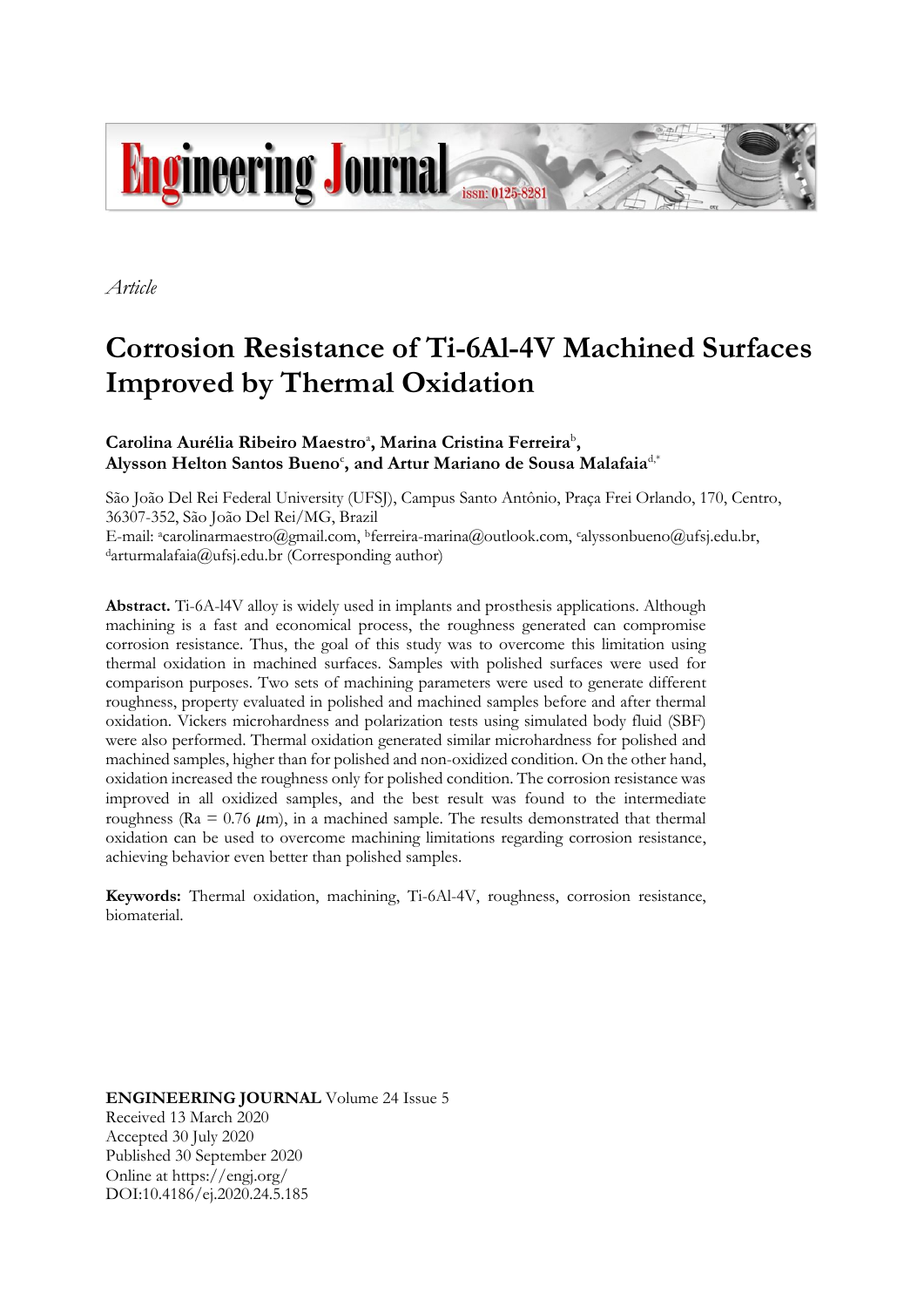*Article*

# Corrosion Resistance of Ti-6Al-4V Machined Surfaces Improved by Thermal Oxidation

**Carolina Aurélia Ribeiro Maestro[a], Marina Cristina Ferreira[b], Alysson Helton Santos Bueno[c], and Artur Mariano de Sousa Malafaia[d,*]**

São João Del Rei Federal University (UFSJ), Campus Santo Antônio, Praça Frei Orlando, 170, Centro, 36307-352, São João Del Rei/MG, Brazil

E-mail: [a]carolinarmaestro@gmail.com, [b]ferreira-marina@outlook.com, [c]alyssonbueno@ufsj.edu.br, [d]arturmalafaia@ufsj.edu.br (Corresponding author)

**Abstract.** Ti-6A-l4V alloy is widely used in implants and prosthesis applications. Although machining is a fast and economical process, the roughness generated can compromise corrosion resistance. Thus, the goal of this study was to overcome this limitation using thermal oxidation in machined surfaces. Samples with polished surfaces were used for comparison purposes. Two sets of machining parameters were used to generate different roughness, property evaluated in polished and machined samples before and after thermal oxidation. Vickers microhardness and polarization tests using simulated body fluid (SBF) were also performed. Thermal oxidation generated similar microhardness for polished and machined samples, higher than for polished and non-oxidized condition. On the other hand, oxidation increased the roughness only for polished condition. The corrosion resistance was improved in all oxidized samples, and the best result was found to the intermediate roughness (Ra = 0.76 $\mu$m), in a machined sample. The results demonstrated that thermal oxidation can be used to overcome machining limitations regarding corrosion resistance, achieving behavior even better than polished samples.

**Keywords:** Thermal oxidation, machining, Ti-6Al-4V, roughness, corrosion resistance, biomaterial.

**ENGINEERING JOURNAL** Volume 24 Issue 5
Received 13 March 2020
Accepted 30 July 2020
Published 30 September 2020
Online at https://engj.org/
DOI:10.4186/ej.2020.24.5.185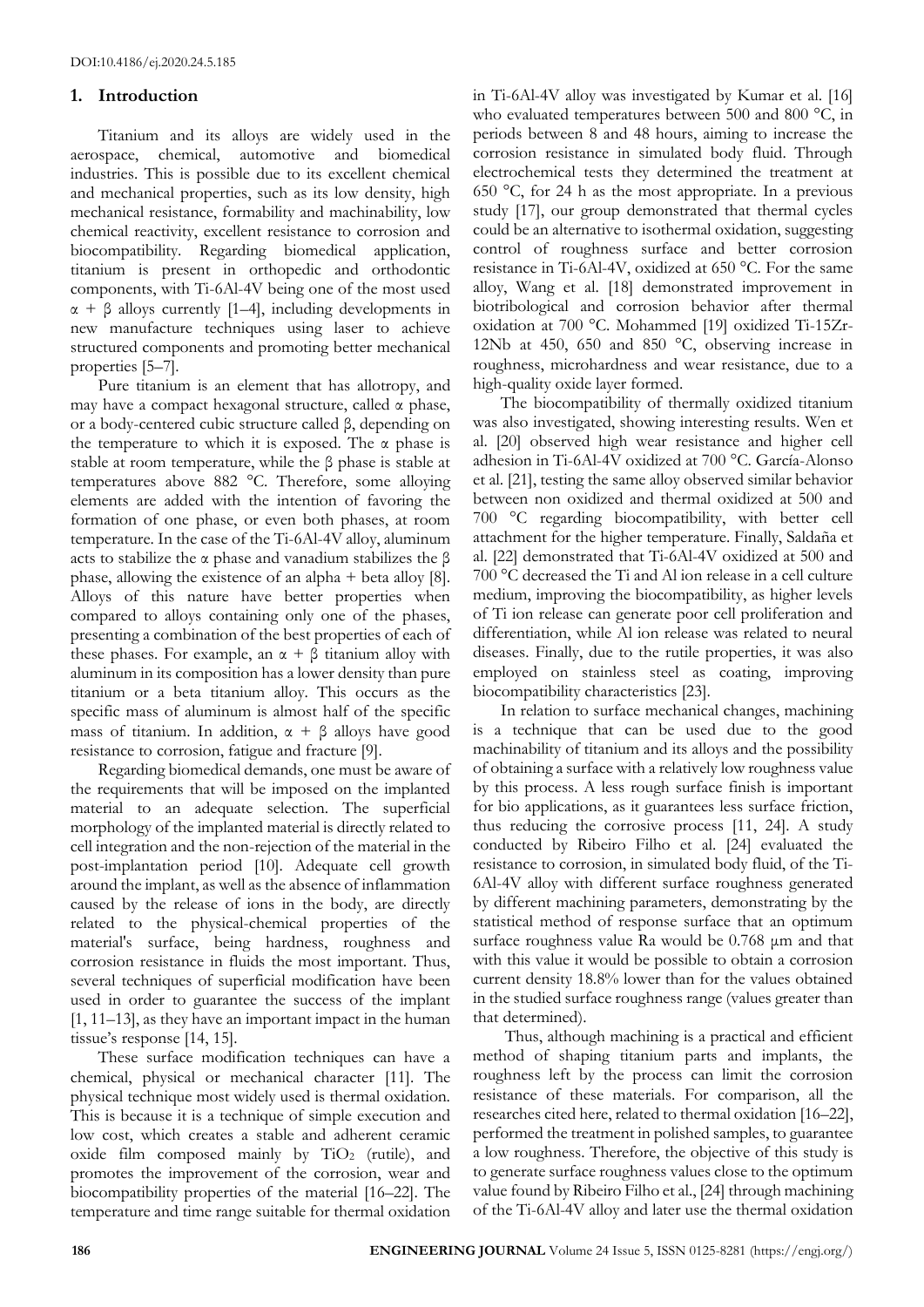## 1. Introduction

Titanium and its alloys are widely used in the aerospace, chemical, automotive and biomedical industries. This is possible due to its excellent chemical and mechanical properties, such as its low density, high mechanical resistance, formability and machinability, low chemical reactivity, excellent resistance to corrosion and biocompatibility. Regarding biomedical application, titanium is present in orthopedic and orthodontic components, with Ti-6Al-4V being one of the most used $\alpha + \beta$ alloys currently [1–4], including developments in new manufacture techniques using laser to achieve structured components and promoting better mechanical properties [5–7].

Pure titanium is an element that has allotropy, and may have a compact hexagonal structure, called $\alpha$ phase, or a body-centered cubic structure called $\beta$, depending on the temperature to which it is exposed. The $\alpha$ phase is stable at room temperature, while the $\beta$ phase is stable at temperatures above 882 °C. Therefore, some alloying elements are added with the intention of favoring the formation of one phase, or even both phases, at room temperature. In the case of the Ti-6Al-4V alloy, aluminum acts to stabilize the $\alpha$ phase and vanadium stabilizes the $\beta$ phase, allowing the existence of an alpha + beta alloy [8]. Alloys of this nature have better properties when compared to alloys containing only one of the phases, presenting a combination of the best properties of each of these phases. For example, an $\alpha + \beta$ titanium alloy with aluminum in its composition has a lower density than pure titanium or a beta titanium alloy. This occurs as the specific mass of aluminum is almost half of the specific mass of titanium. In addition, $\alpha + \beta$ alloys have good resistance to corrosion, fatigue and fracture [9].

Regarding biomedical demands, one must be aware of the requirements that will be imposed on the implanted material to an adequate selection. The superficial morphology of the implanted material is directly related to cell integration and the non-rejection of the material in the post-implantation period [10]. Adequate cell growth around the implant, as well as the absence of inflammation caused by the release of ions in the body, are directly related to the physical-chemical properties of the material's surface, being hardness, roughness and corrosion resistance in fluids the most important. Thus, several techniques of superficial modification have been used in order to guarantee the success of the implant [1, 11–13], as they have an important impact in the human tissue's response [14, 15].

These surface modification techniques can have a chemical, physical or mechanical character [11]. The physical technique most widely used is thermal oxidation. This is because it is a technique of simple execution and low cost, which creates a stable and adherent ceramic oxide film composed mainly by $TiO_2$ (rutile), and promotes the improvement of the corrosion, wear and biocompatibility properties of the material [16–22]. The temperature and time range suitable for thermal oxidation in Ti-6Al-4V alloy was investigated by Kumar et al. [16] who evaluated temperatures between 500 and 800 °C, in periods between 8 and 48 hours, aiming to increase the corrosion resistance in simulated body fluid. Through electrochemical tests they determined the treatment at 650 °C, for 24 h as the most appropriate. In a previous study [17], our group demonstrated that thermal cycles could be an alternative to isothermal oxidation, suggesting control of roughness surface and better corrosion resistance in Ti-6Al-4V, oxidized at 650 °C. For the same alloy, Wang et al. [18] demonstrated improvement in biotribological and corrosion behavior after thermal oxidation at 700 °C. Mohammed [19] oxidized Ti-15Zr-12Nb at 450, 650 and 850 °C, observing increase in roughness, microhardness and wear resistance, due to a high-quality oxide layer formed.

The biocompatibility of thermally oxidized titanium was also investigated, showing interesting results. Wen et al. [20] observed high wear resistance and higher cell adhesion in Ti-6Al-4V oxidized at 700 °C. García-Alonso et al. [21], testing the same alloy observed similar behavior between non oxidized and thermal oxidized at 500 and 700 °C regarding biocompatibility, with better cell attachment for the higher temperature. Finally, Saldaña et al. [22] demonstrated that Ti-6Al-4V oxidized at 500 and 700 °C decreased the Ti and Al ion release in a cell culture medium, improving the biocompatibility, as higher levels of Ti ion release can generate poor cell proliferation and differentiation, while Al ion release was related to neural diseases. Finally, due to the rutile properties, it was also employed on stainless steel as coating, improving biocompatibility characteristics [23].

In relation to surface mechanical changes, machining is a technique that can be used due to the good machinability of titanium and its alloys and the possibility of obtaining a surface with a relatively low roughness value by this process. A less rough surface finish is important for bio applications, as it guarantees less surface friction, thus reducing the corrosive process [11, 24]. A study conducted by Ribeiro Filho et al. [24] evaluated the resistance to corrosion, in simulated body fluid, of the Ti-6Al-4V alloy with different surface roughness generated by different machining parameters, demonstrating by the statistical method of response surface that an optimum surface roughness value Ra would be 0.768 µm and that with this value it would be possible to obtain a corrosion current density 18.8% lower than for the values obtained in the studied surface roughness range (values greater than that determined).

Thus, although shaping machining is a practical and efficient method of shaping titanium parts and implants, the roughness left by the process can limit the corrosion resistance of these materials. For comparison, all the researches cited here, related to thermal oxidation [16–22], performed the treatment in polished samples, to guarantee a low roughness. Therefore, the objective of this study is to generate surface roughness values close to the optimum value found by Ribeiro Filho et al., [24] through machining of the Ti-6Al-4V alloy and later use the thermal oxidation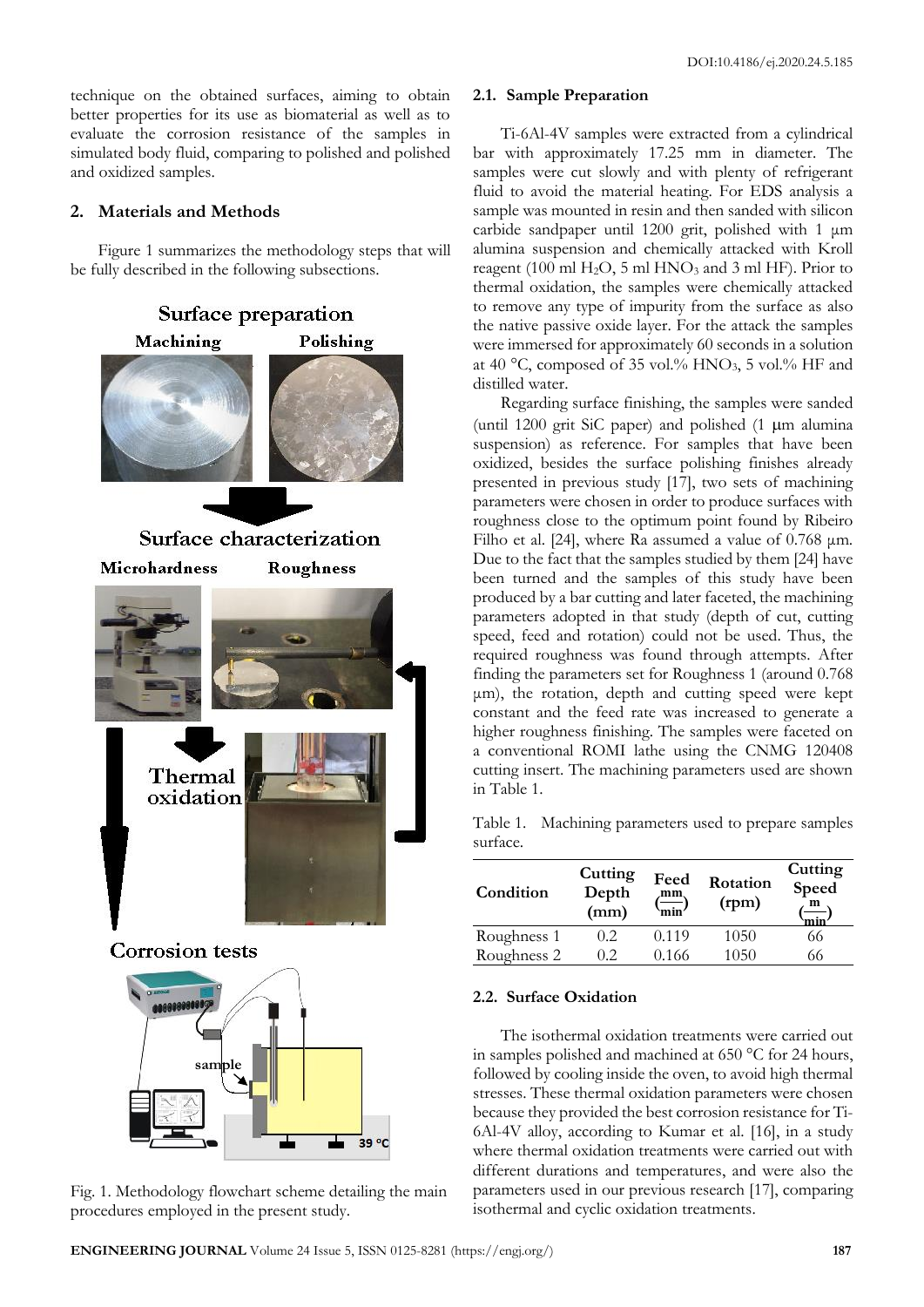technique on the obtained surfaces, aiming to obtain better properties for its use as biomaterial as well as to evaluate the corrosion resistance of the samples in simulated body fluid, comparing to polished and polished and oxidized samples.

## 2. Materials and Methods

Figure 1 summarizes the methodology steps that will be fully described in the following subsections.

Fig. 1. Methodology flowchart scheme detailing the main procedures employed in the present study.

### 2.1. Sample Preparation

Ti-6Al-4V samples were extracted from a cylindrical bar with approximately 17.25 mm in diameter. The samples were cut slowly and with plenty of refrigerant fluid to avoid the material heating. For EDS analysis a sample was mounted in resin and then sanded with silicon carbide sandpaper until 1200 grit, polished with 1 μm alumina suspension and chemically attacked with Kroll reagent (100 ml $H_2O$, 5 ml $HNO_3$ and 3 ml HF). Prior to thermal oxidation, the samples were chemically attacked to remove any type of impurity from the surface as also the native passive oxide layer. For the attack the samples were immersed for approximately 60 seconds in a solution at 40 °C, composed of 35 vol.% $HNO_3$, 5 vol.% HF and distilled water.

Regarding surface finishing, the samples were sanded (until 1200 grit SiC paper) and polished (1 μm alumina suspension) as reference. For samples that have been oxidized, besides the surface polishing finishes already presented in previous study [17], two sets of machining parameters were chosen in order to produce surfaces with roughness close to the optimum point found by Ribeiro Filho et al. [24], where Ra assumed a value of 0.768 μm. Due to the fact that the samples studied by them [24] have been turned and the samples of this study have been produced by a bar cutting and later faceted, the machining parameters adopted in that study (depth of cut, cutting speed, feed and rotation) could not be used. Thus, the required roughness was found through attempts. After finding the parameters set for Roughness 1 (around 0.768 μm), the rotation, depth and cutting speed were kept constant and the feed rate was increased to generate a higher roughness finishing. The samples were faceted on a conventional ROMI lathe using the CNMG 120408 cutting insert. The machining parameters used are shown in Table 1.

Table 1. Machining parameters used to prepare samples surface.

| Condition | Cutting Depth (mm) | Feed $\left(\frac{mm}{min}\right)$ | Rotation (rpm) | Cutting Speed $\left(\frac{m}{min}\right)$ |
|---|---|---|---|---|
| Roughness 1 | 0.2 | 0.119 | 1050 | 66 |
| Roughness 2 | 0.2 | 0.166 | 1050 | 66 |

### 2.2. Surface Oxidation

The isothermal oxidation treatments were carried out in samples polished and machined at 650 °C for 24 hours, followed by cooling inside the oven, to avoid high thermal stresses. These thermal oxidation parameters were chosen because they provided the best corrosion resistance for Ti-6Al-4V alloy, according to Kumar et al. [16], in a study where thermal oxidation treatments were carried out with different durations and temperatures, and were also the parameters used in our previous research [17], comparing isothermal and cyclic oxidation treatments.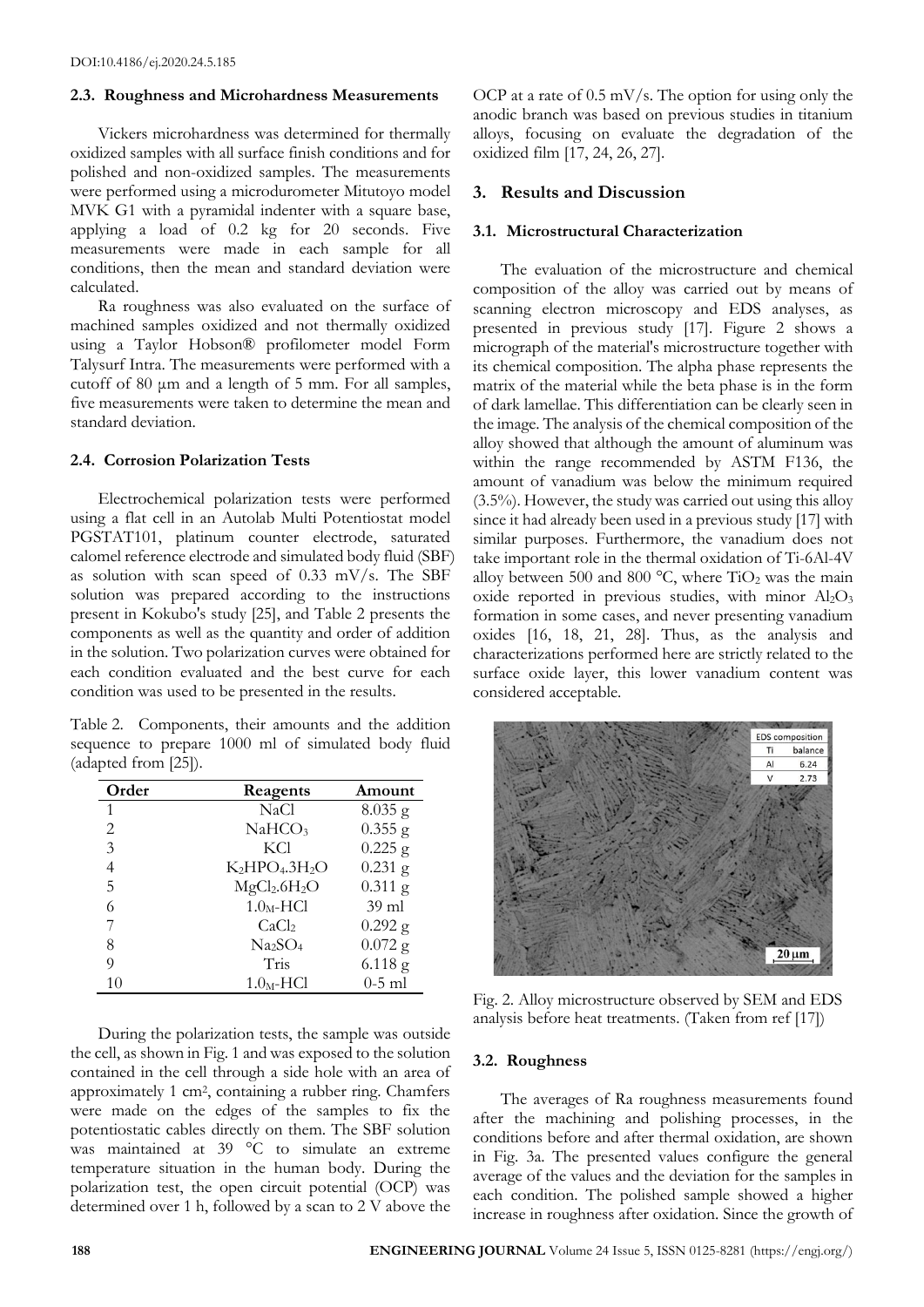### 2.3. Roughness and Microhardness Measurements

Vickers microhardness was determined for thermally oxidized samples with all surface finish conditions and for polished and non-oxidized samples. The measurements were performed using a microdurometer Mitutoyo model MVK G1 with a pyramidal indenter with a square base, applying a load of 0.2 kg for 20 seconds. Five measurements were made in each sample for all conditions, then the mean and standard deviation were calculated.

Ra roughness was also evaluated on the surface of machined samples oxidized and not thermally oxidized using a Taylor Hobson® profilometer model Form Talysurf Intra. The measurements were performed with a cutoff of 80 μm and a length of 5 mm. For all samples, five measurements were taken to determine the mean and standard deviation.

### 2.4. Corrosion Polarization Tests

Electrochemical polarization tests were performed using a flat cell in an Autolab Multi Potentiostat model PGSTAT101, platinum counter electrode, saturated calomel reference electrode and simulated body fluid (SBF) as solution with scan speed of 0.33 mV/s. The SBF solution was prepared according to the instructions present in Kokubo's study [25], and Table 2 presents the components as well as the quantity and order of addition in the solution. Two polarization curves were obtained for each condition evaluated and the best curve for each condition was used to be presented in the results.

Table 2. Components, their amounts and the addition sequence to prepare 1000 ml of simulated body fluid (adapted from [25]).

| Order | Reagents | Amount |
|---|---|---|
| 1 | NaCl | 8.035 g |
| 2 | $NaHCO_3$ | 0.355 g |
| 3 | KCl | 0.225 g |
| 4 | $K_2HPO_4.3H_2O$ | 0.231 g |
| 5 | $MgCl_2.6H_2O$ | 0.311 g |
| 6 | $1.0_M$-HCl | 39 ml |
| 7 | $CaCl_2$ | 0.292 g |
| 8 | $Na_2SO_4$ | 0.072 g |
| 9 | Tris | 6.118 g |
| 10 | $1.0_M$-HCl | 0-5 ml |

During the polarization tests, the sample was outside the cell, as shown in Fig. 1 and was exposed to the solution contained in the cell through a side hole with an area of approximately 1 cm², containing a rubber ring. Chamfers were made on the edges of the samples to fix the potentiostatic cables directly on them. The SBF solution was maintained at 39 °C to simulate an extreme temperature situation in the human body. During the polarization test, the open circuit potential (OCP) was determined over 1 h, followed by a scan to 2 V above the OCP at a rate of 0.5 mV/s. The option for using only the anodic branch was based on previous studies in titanium alloys, focusing on evaluate the degradation of the oxidized film [17, 24, 26, 27].

## 3. Results and Discussion

### 3.1. Microstructural Characterization

The evaluation of the microstructure and chemical composition of the alloy was carried out by means of scanning electron microscopy and EDS analyses, as presented in previous study [17]. Figure 2 shows a micrograph of the material's microstructure together with its chemical composition. The alpha phase represents the matrix of the material while the beta phase is in the form of dark lamellae. This differentiation can be clearly seen in the image. The analysis of the chemical composition of the alloy showed that although the amount of aluminum was within the range recommended by ASTM F136, the amount of vanadium was below the minimum required (3.5%). However, the study was carried out using this alloy since it had already been used in a previous study [17] with similar purposes. Furthermore, the vanadium does not take important role in the thermal oxidation of Ti-6Al-4V alloy between 500 and 800 °C, where $TiO_2$ was the main oxide reported in previous studies, with minor $Al_2O_3$ formation in some cases, and never presenting vanadium oxides [16, 18, 21, 28]. Thus, as the analysis and characterizations performed here are strictly related to the surface oxide layer, this lower vanadium content was considered acceptable.

| EDS composition | |
|---|---|
| Ti | balance |
| Al | 6.24 |
| V | 2.73 |

Fig. 2. Alloy microstructure observed by SEM and EDS analysis before heat treatments. (Taken from ref [17])

### 3.2. Roughness

The averages of Ra roughness measurements found after the machining and polishing processes, in the conditions before and after thermal oxidation, are shown in Fig. 3a. The presented values configure the general average of the values and the deviation for the samples in each condition. The polished sample showed a higher increase in roughness after oxidation. Since the growth of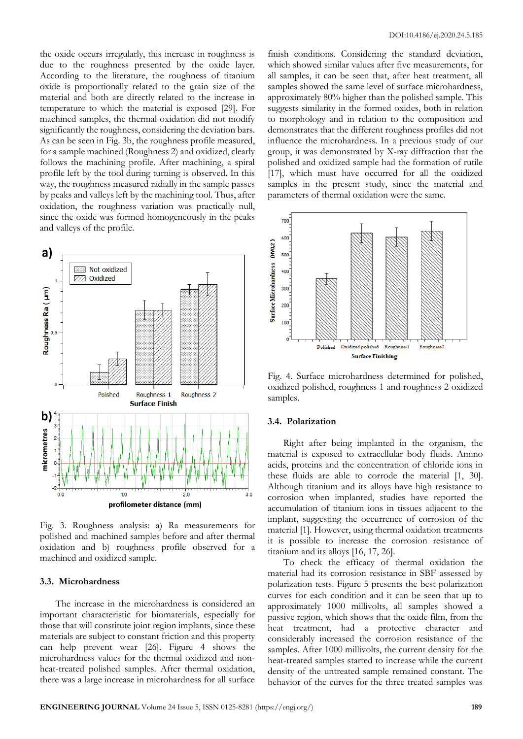the oxide occurs irregularly, this increase in roughness is due to the roughness presented by the oxide layer. According to the literature, the roughness of titanium oxide is proportionally related to the grain size of the material and both are directly related to the increase in temperature to which the material is exposed [29]. For machined samples, the thermal oxidation did not modify significantly the roughness, considering the deviation bars. As can be seen in Fig. 3b, the roughness profile measured, for a sample machined (Roughness 2) and oxidized, clearly follows the machining profile. After machining, a spiral profile left by the tool during turning is observed. In this way, the roughness measured radially in the sample passes by peaks and valleys left by the machining tool. Thus, after oxidation, the roughness variation was practically null, since the oxide was formed homogeneously in the peaks and valleys of the profile.

Fig. 3. Roughness analysis: a) Ra measurements for polished and machined samples before and after thermal oxidation and b) roughness profile observed for a machined and oxidized sample.

### 3.3. Microhardness

The increase in the microhardness is considered an important characteristic for biomaterials, especially for those that will constitute joint region implants, since these materials are subject to constant friction and this property can help prevent wear [26]. Figure 4 shows the microhardness values for the thermal oxidized and non-heat-treated polished samples. After thermal oxidation, there was a large increase in microhardness for all surface finish conditions. Considering the standard deviation, which showed similar values after five measurements, for all samples, it can be seen that, after heat treatment, all samples showed the same level of surface microhardness, approximately 80% higher than the polished sample. This suggests similarity in the formed oxides, both in relation to morphology and in relation to the composition and demonstrates that the different roughness profiles did not influence the microhardness. In a previous study of our group, it was demonstrated by X-ray diffraction that the polished and oxidized sample had the formation of rutile [17], which must have occurred for all the oxidized samples in the present study, since the material and parameters of thermal oxidation were the same.

Fig. 4. Surface microhardness determined for polished, oxidized polished, roughness 1 and roughness 2 oxidized samples.

### 3.4. Polarization

Right after being implanted in the organism, the material is exposed to extracellular body fluids. Amino acids, proteins and the concentration of chloride ions in these fluids are able to corrode the material [1, 30]. Although titanium and its alloys have high resistance to corrosion when implanted, studies have reported the accumulation of titanium ions in tissues adjacent to the implant, suggesting the occurrence of corrosion of the material [1]. However, using thermal oxidation treatments it is possible to increase the corrosion resistance of titanium and its alloys [16, 17, 26].

To check the efficacy of thermal oxidation the material had its corrosion resistance in SBF assessed by polarization tests. Figure 5 presents the best polarization curves for each condition and it can be seen that up to approximately 1000 millivolts, all samples showed a passive region, which shows that the oxide film, from the heat treatment, had a protective character and considerably increased the corrosion resistance of the samples. After 1000 millivolts, the current density for the heat-treated samples started to increase while the current density of the untreated sample remained constant. The behavior of the curves for the three treated samples was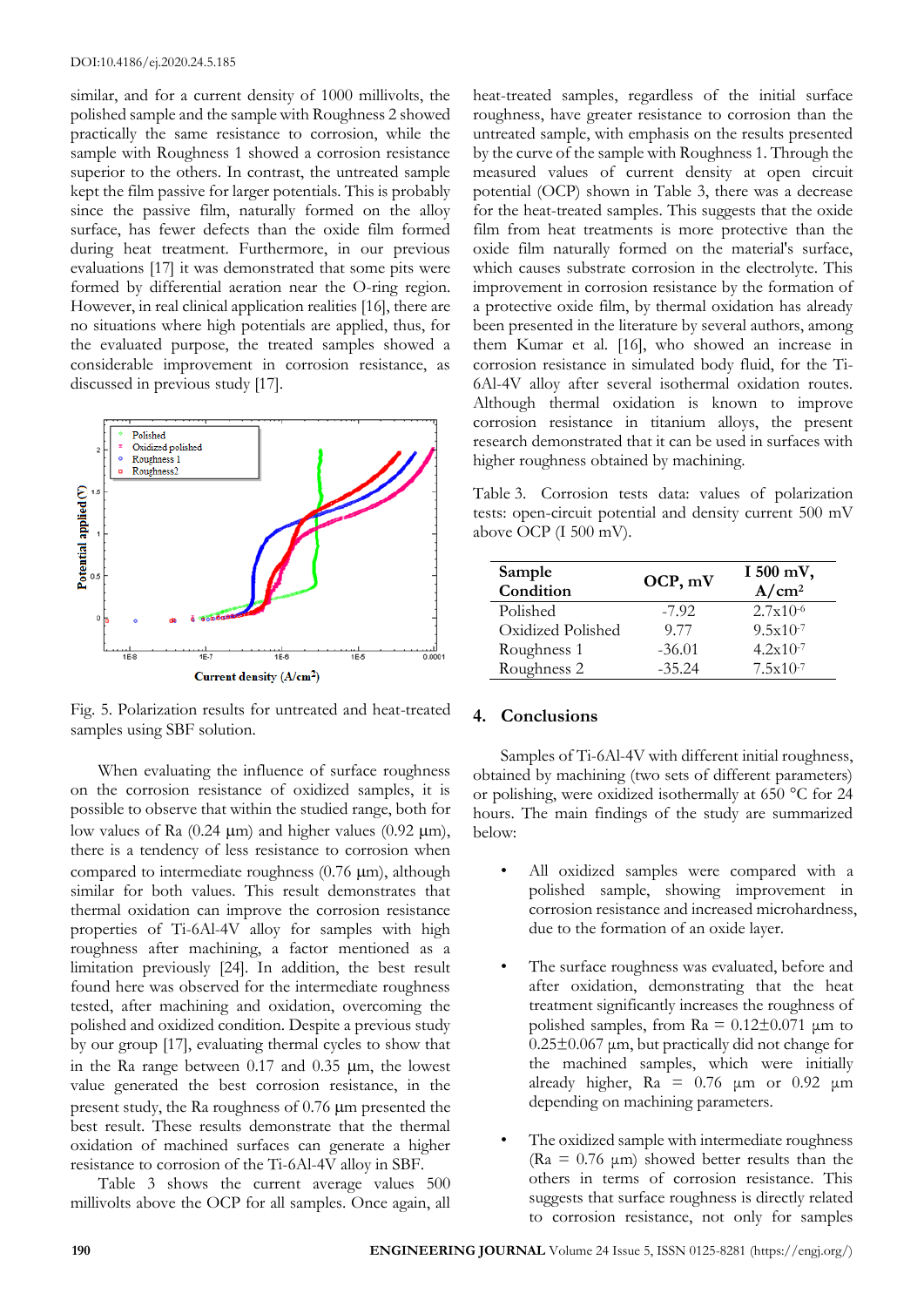similar, and for a current density of 1000 millivolts, the polished sample and the sample with Roughness 2 showed practically the same resistance to corrosion, while the sample with Roughness 1 showed a corrosion resistance superior to the others. In contrast, the untreated sample kept the film passive for larger potentials. This is probably since the passive film, naturally formed on the alloy surface, has fewer defects than the oxide film formed during heat treatment. Furthermore, in our previous evaluations [17] it was demonstrated that some pits were formed by differential aeration near the O-ring region. However, in real clinical application realities [16], there are no situations where high potentials are applied, thus, for the evaluated purpose, the treated samples showed a considerable improvement in corrosion resistance, as discussed in previous study [17].

Fig. 5. Polarization results for untreated and heat-treated samples using SBF solution.

When evaluating the influence of surface roughness on the corrosion resistance of oxidized samples, it is possible to observe that within the studied range, both for low values of Ra (0.24 μm) and higher values (0.92 μm), there is a tendency of less resistance to corrosion when compared to intermediate roughness (0.76 μm), although similar for both values. This result demonstrates that thermal oxidation can improve the corrosion resistance properties of Ti-6Al-4V alloy for samples with high roughness after machining, a factor mentioned as a limitation previously [24]. In addition, the best result found here was observed for the intermediate roughness tested, after machining and oxidation, overcoming the polished and oxidized condition. Despite a previous study by our group [17], evaluating thermal cycles to show that in the Ra range between 0.17 and 0.35 μm, the lowest value generated the best corrosion resistance, in the present study, the Ra roughness of 0.76 μm presented the best result. These results demonstrate that the thermal oxidation of machined surfaces can generate a higher resistance to corrosion of the Ti-6Al-4V alloy in SBF.

Table 3 shows the current average values 500 millivolts above the OCP for all samples. Once again, all heat-treated samples, regardless of the initial surface roughness, have greater resistance to corrosion than the untreated sample, with emphasis on the results presented by the curve of the sample with Roughness 1. Through the measured values of current density at open circuit potential (OCP) shown in Table 3, there was a decrease for the heat-treated samples. This suggests that the oxide film from heat treatments is more protective than the oxide film naturally formed on the material's surface, which causes substrate corrosion in the electrolyte. This improvement in corrosion resistance by the formation of a protective oxide film, by thermal oxidation has already been presented in the literature by several authors, among them Kumar et al. [16], who showed an increase in corrosion resistance in simulated body fluid, for the Ti-6Al-4V alloy after several isothermal oxidation routes. Although thermal oxidation is known to improve corrosion resistance in titanium alloys, the present research demonstrated that it can be used in surfaces with higher roughness obtained by machining.

Table 3. Corrosion tests data: values of polarization tests: open-circuit potential and density current 500 mV above OCP (I 500 mV).

| Sample Condition | OCP, mV | I 500 mV, A/cm² |
|---|---|---|
| Polished | -7.92 | $2.7 \times 10^{-6}$ |
| Oxidized Polished | 9.77 | $9.5 \times 10^{-7}$ |
| Roughness 1 | -36.01 | $4.2 \times 10^{-7}$ |
| Roughness 2 | -35.24 | $7.5 \times 10^{-7}$ |

## 4. Conclusions

Samples of Ti-6Al-4V with different initial roughness, obtained by machining (two sets of different parameters) or polishing, were oxidized isothermally at 650 °C for 24 hours. The main findings of the study are summarized below:

- All oxidized samples were compared with a polished sample, showing improvement in corrosion resistance and increased microhardness, due to the formation of an oxide layer.
- The surface roughness was evaluated, before and after oxidation, demonstrating that the heat treatment significantly increases the roughness of polished samples, from Ra = 0.12±0.071 μm to 0.25±0.067 μm, but practically did not change for the machined samples, which were initially already higher, Ra = 0.76 μm or 0.92 μm depending on machining parameters.
- The oxidized sample with intermediate roughness (Ra = 0.76 μm) showed better results than the others in terms of corrosion resistance. This suggests that surface roughness is directly related to corrosion resistance, not only for samples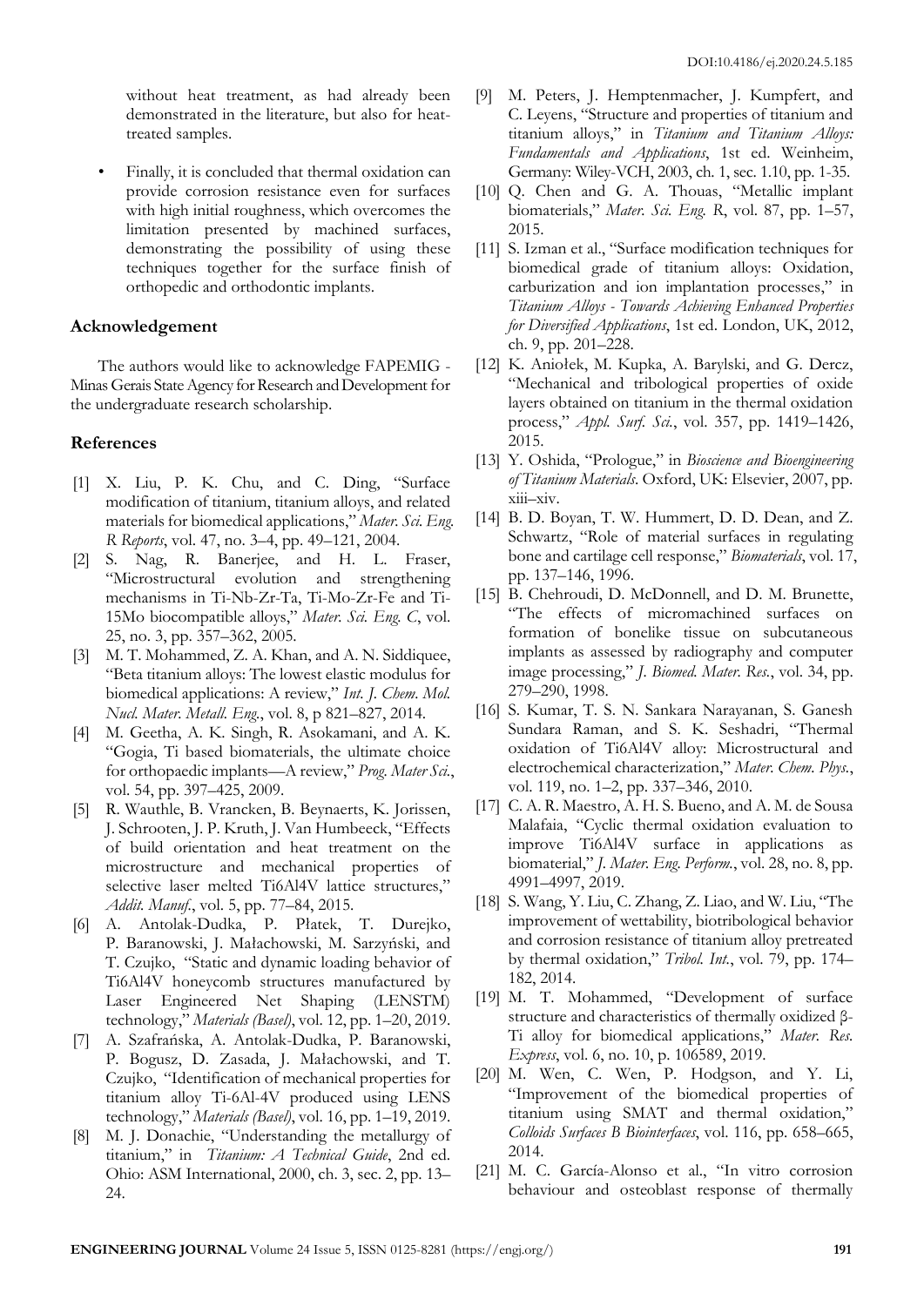without heat treatment, as had already been demonstrated in the literature, but also for heat-treated samples.

- Finally, it is concluded that thermal oxidation can provide corrosion resistance even for surfaces with high initial roughness, which overcomes the limitation presented by machined surfaces, demonstrating the possibility of using these techniques together for the surface finish of orthopedic and orthodontic implants.

## Acknowledgement

The authors would like to acknowledge FAPEMIG - Minas Gerais State Agency for Research and Development for the undergraduate research scholarship.

## References

[1] X. Liu, P. K. Chu, and C. Ding, "Surface modification of titanium, titanium alloys, and related materials for biomedical applications," *Mater. Sci. Eng. R Reports*, vol. 47, no. 3–4, pp. 49–121, 2004.

[2] S. Nag, R. Banerjee, and H. L. Fraser, "Microstructural evolution and strengthening mechanisms in Ti-Nb-Zr-Ta, Ti-Mo-Zr-Fe and Ti-15Mo biocompatible alloys," *Mater. Sci. Eng. C*, vol. 25, no. 3, pp. 357–362, 2005.

[3] M. T. Mohammed, Z. A. Khan, and A. N. Siddiquee, "Beta titanium alloys: The lowest elastic modulus for biomedical applications: A review," *Int. J. Chem. Mol. Nucl. Mater. Metall. Eng.*, vol. 8, p 821–827, 2014.

[4] M. Geetha, A. K. Singh, R. Asokamani, and A. K. "Gogia, Ti based biomaterials, the ultimate choice for orthopaedic implants—A review," *Prog. Mater Sci.*, vol. 54, pp. 397–425, 2009.

[5] R. Wauthle, B. Vrancken, B. Beynaerts, K. Jorissen, J. Schrooten, J. P. Kruth, J. Van Humbeeck, "Effects of build orientation and heat treatment on the microstructure and mechanical properties of selective laser melted Ti6Al4V lattice structures," *Addit. Manuf.*, vol. 5, pp. 77–84, 2015.

[6] A. Antolak-Dudka, P. Płatek, T. Durejko, P. Baranowski, J. Małachowski, M. Sarzyński, and T. Czujko, "Static and dynamic loading behavior of Ti6Al4V honeycomb structures manufactured by Laser Engineered Net Shaping (LENSTM) technology," *Materials (Basel)*, vol. 12, pp. 1–20, 2019.

[7] A. Szafrańska, A. Antolak-Dudka, P. Baranowski, P. Bogusz, D. Zasada, J. Małachowski, and T. Czujko, "Identification of mechanical properties for titanium alloy Ti-6Al-4V produced using LENS technology," *Materials (Basel)*, vol. 16, pp. 1–19, 2019.

[8] M. J. Donachie, "Understanding the metallurgy of titanium," in *Titanium: A Technical Guide*, 2nd ed. Ohio: ASM International, 2000, ch. 3, sec. 2, pp. 13–24.

[9] M. Peters, J. Hemptenmacher, J. Kumpfert, and C. Leyens, "Structure and properties of titanium and titanium alloys," in *Titanium and Titanium Alloys: Fundamentals and Applications*, 1st ed. Weinheim, Germany: Wiley-VCH, 2003, ch. 1, sec. 1.10, pp. 1-35.

[10] Q. Chen and G. A. Thouas, "Metallic implant biomaterials," *Mater. Sci. Eng. R*, vol. 87, pp. 1–57, 2015.

[11] S. Izman et al., "Surface modification techniques for biomedical grade of titanium alloys: Oxidation, carburization and ion implantation processes," in *Titanium Alloys - Towards Achieving Enhanced Properties for Diversified Applications*, 1st ed. London, UK, 2012, ch. 9, pp. 201–228.

[12] K. Aniołek, M. Kupka, A. Barylski, and G. Dercz, "Mechanical and tribological properties of oxide layers obtained on titanium in the thermal oxidation process," *Appl. Surf. Sci.*, vol. 357, pp. 1419–1426, 2015.

[13] Y. Oshida, "Prologue," in *Bioscience and Bioengineering of Titanium Materials*. Oxford, UK: Elsevier, 2007, pp. xiii–xiv.

[14] B. D. Boyan, T. W. Hummert, D. D. Dean, and Z. Schwartz, "Role of material surfaces in regulating bone and cartilage cell response," *Biomaterials*, vol. 17, pp. 137–146, 1996.

[15] B. Chehroudi, D. McDonnell, and D. M. Brunette, "The effects of micromachined surfaces on formation of bonelike tissue on subcutaneous implants as assessed by radiography and computer image processing," *J. Biomed. Mater. Res.*, vol. 34, pp. 279–290, 1998.

[16] S. Kumar, T. S. N. Sankara Narayanan, S. Ganesh Sundara Raman, and S. K. Seshadri, "Thermal oxidation of Ti6Al4V alloy: Microstructural and electrochemical characterization," *Mater. Chem. Phys.*, vol. 119, no. 1–2, pp. 337–346, 2010.

[17] C. A. R. Maestro, A. H. S. Bueno, and A. M. de Sousa Malafaia, "Cyclic thermal oxidation evaluation to improve Ti6Al4V surface in applications as biomaterial," *J. Mater. Eng. Perform.*, vol. 28, no. 8, pp. 4991–4997, 2019.

[18] S. Wang, Y. Liu, C. Zhang, Z. Liao, and W. Liu, "The improvement of wettability, biotribological behavior and corrosion resistance of titanium alloy pretreated by thermal oxidation," *Tribol. Int.*, vol. 79, pp. 174–182, 2014.

[19] M. T. Mohammed, "Development of surface structure and characteristics of thermally oxidized β-Ti alloy for biomedical applications," *Mater. Res. Express*, vol. 6, no. 10, p. 106589, 2019.

[20] M. Wen, C. Wen, P. Hodgson, and Y. Li, "Improvement of the biomedical properties of titanium using SMAT and thermal oxidation," *Colloids Surfaces B Biointerfaces*, vol. 116, pp. 658–665, 2014.

[21] M. C. García-Alonso et al., "In vitro corrosion behaviour and osteoblast response of thermally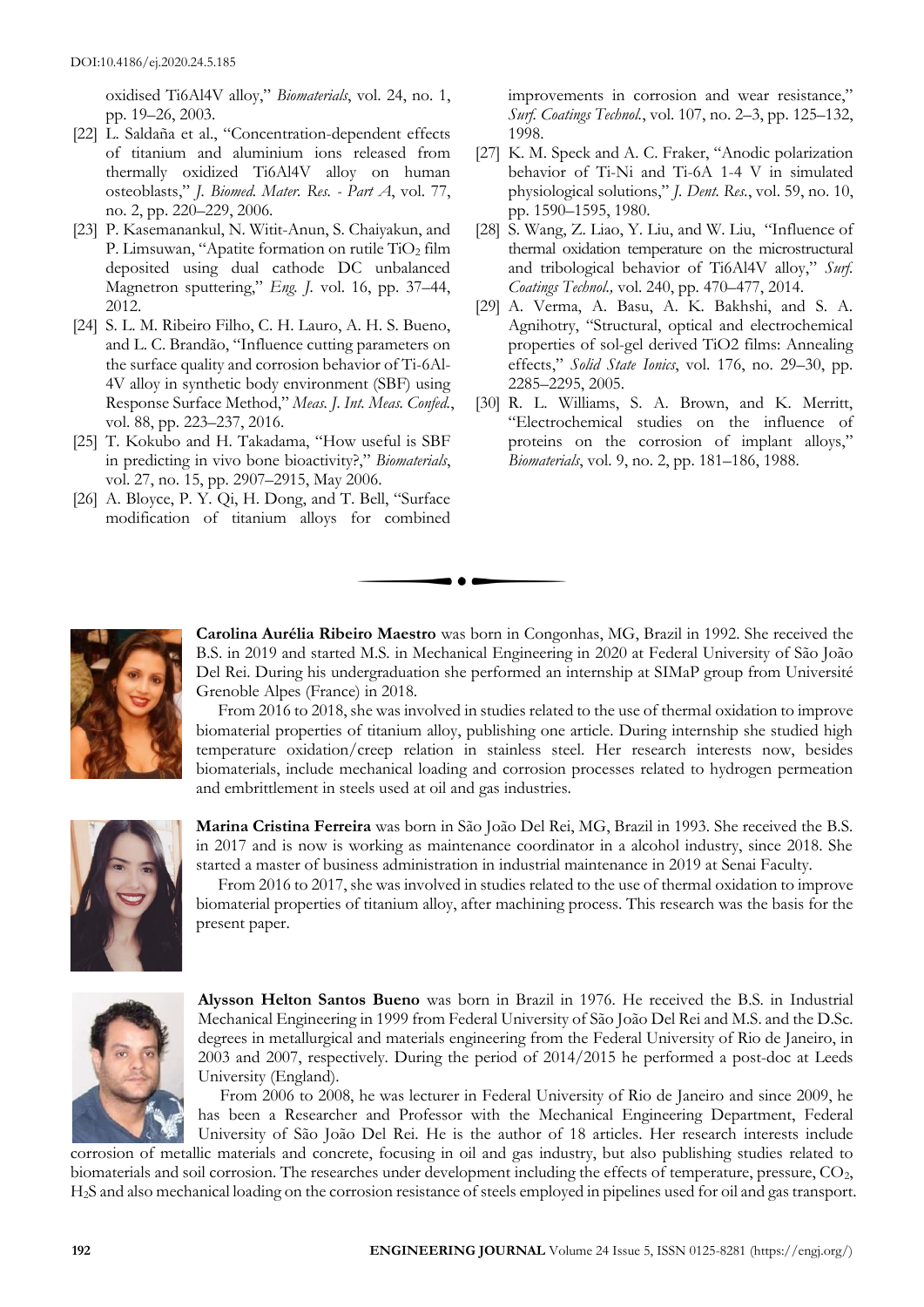oxidised Ti6Al4V alloy," *Biomaterials*, vol. 24, no. 1, pp. 19–26, 2003.

[22] L. Saldaña et al., "Concentration-dependent effects of titanium and aluminium ions released from thermally oxidized Ti6Al4V alloy on human osteoblasts," *J. Biomed. Mater. Res. - Part A*, vol. 77, no. 2, pp. 220–229, 2006.

[23] P. Kasemanankul, N. Witit-Anun, S. Chaiyakun, and P. Limsuwan, "Apatite formation on rutile $TiO_2$ film deposited using dual cathode DC unbalanced Magnetron sputtering," *Eng. J.* vol. 16, pp. 37–44, 2012.

[24] S. L. M. Ribeiro Filho, C. H. Lauro, A. H. S. Bueno, and L. C. Brandão, "Influence cutting parameters on the surface quality and corrosion behavior of Ti-6Al-4V alloy in synthetic body environment (SBF) using Response Surface Method," *Meas. J. Int. Meas. Confed.*, vol. 88, pp. 223–237, 2016.

[25] T. Kokubo and H. Takadama, "How useful is SBF in predicting in vivo bone bioactivity?," *Biomaterials*, vol. 27, no. 15, pp. 2907–2915, May 2006.

[26] A. Bloyce, P. Y. Qi, H. Dong, and T. Bell, "Surface modification of titanium alloys for combined improvements in corrosion and wear resistance," *Surf. Coatings Technol.*, vol. 107, no. 2–3, pp. 125–132, 1998.

[27] K. M. Speck and A. C. Fraker, "Anodic polarization behavior of Ti-Ni and Ti-6A 1-4 V in simulated physiological solutions," *J. Dent. Res.*, vol. 59, no. 10, pp. 1590–1595, 1980.

[28] S. Wang, Z. Liao, Y. Liu, and W. Liu, "Influence of thermal oxidation temperature on the microstructural and tribological behavior of Ti6Al4V alloy," *Surf. Coatings Technol.,* vol. 240, pp. 470–477, 2014.

[29] A. Verma, A. Basu, A. K. Bakhshi, and S. A. Agnihotry, "Structural, optical and electrochemical properties of sol-gel derived TiO2 films: Annealing effects," *Solid State Ionics*, vol. 176, no. 29–30, pp. 2285–2295, 2005.

[30] R. L. Williams, S. A. Brown, and K. Merritt, "Electrochemical studies on the influence of proteins on the corrosion of implant alloys," *Biomaterials*, vol. 9, no. 2, pp. 181–186, 1988.

---

**Carolina Aurélia Ribeiro Maestro** was born in Congonhas, MG, Brazil in 1992. She received the B.S. in 2019 and started M.S. in Mechanical Engineering in 2020 at Federal University of São João Del Rei. During his undergraduation she performed an internship at SIMaP group from Université Grenoble Alpes (France) in 2018.

From 2016 to 2018, she was involved in studies related to the use of thermal oxidation to improve biomaterial properties of titanium alloy, publishing one article. During internship she studied high temperature oxidation/creep relation in stainless steel. Her research interests now, besides biomaterials, include mechanical loading and corrosion processes related to hydrogen permeation and embrittlement in steels used at oil and gas industries.

**Marina Cristina Ferreira** was born in São João Del Rei, MG, Brazil in 1993. She received the B.S. in 2017 and is now is working as maintenance coordinator in a alcohol industry, since 2018. She started a master of business administration in industrial maintenance in 2019 at Senai Faculty.

From 2016 to 2017, she was involved in studies related to the use of thermal oxidation to improve biomaterial properties of titanium alloy, after machining process. This research was the basis for the present paper.

**Alysson Helton Santos Bueno** was born in Brazil in 1976. He received the B.S. in Industrial Mechanical Engineering in 1999 from Federal University of São João Del Rei and M.S. and the D.Sc. degrees in metallurgical and materials engineering from the Federal University of Rio de Janeiro, in 2003 and 2007, respectively. During the period of 2014/2015 he performed a post-doc at Leeds University (England).

From 2006 to 2008, he was lecturer in Federal University of Rio de Janeiro and since 2009, he has been a Researcher and Professor with the Mechanical Engineering Department, Federal University of São João Del Rei. He is the author of 18 articles. Her research interests include corrosion of metallic materials and concrete, focusing in oil and gas industry, but also publishing studies related to biomaterials and soil corrosion. The researches under development including the effects of temperature, pressure, $CO_2$, $H_2S$ and also mechanical loading on the corrosion resistance of steels employed in pipelines used for oil and gas transport.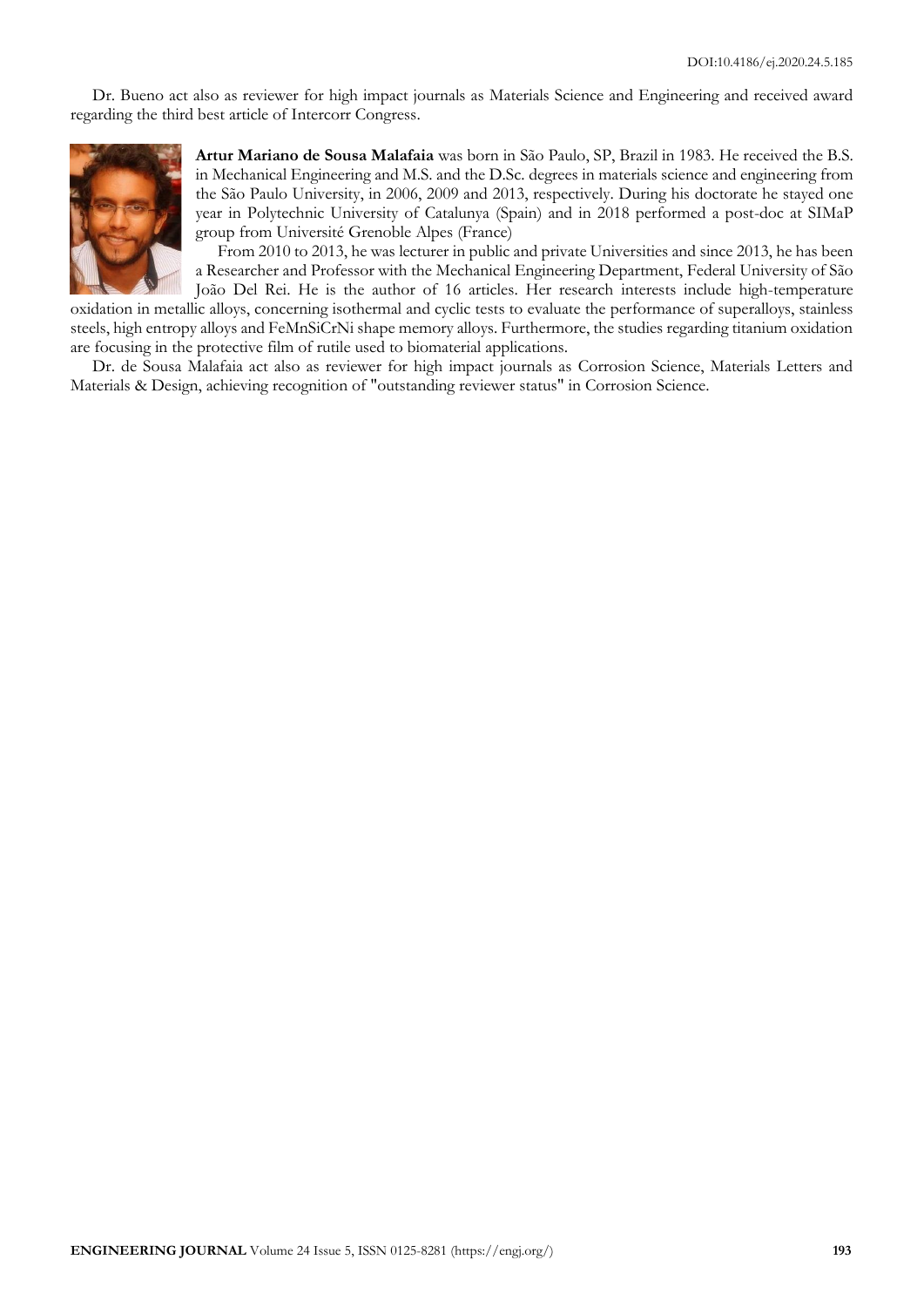Dr. Bueno act also as reviewer for high impact journals as Materials Science and Engineering and received award regarding the third best article of Intercorr Congress.

**Artur Mariano de Sousa Malafaia** was born in São Paulo, SP, Brazil in 1983. He received the B.S. in Mechanical Engineering and M.S. and the D.Sc. degrees in materials science and engineering from the São Paulo University, in 2006, 2009 and 2013, respectively. During his doctorate he stayed one year in Polytechnic University of Catalunya (Spain) and in 2018 performed a post-doc at SIMaP group from Université Grenoble Alpes (France)

From 2010 to 2013, he was lecturer in public and private Universities and since 2013, he has been a Researcher and Professor with the Mechanical Engineering Department, Federal University of São João Del Rei. He is the author of 16 articles. Her research interests include high-temperature oxidation in metallic alloys, concerning isothermal and cyclic tests to evaluate the performance of superalloys, stainless steels, high entropy alloys and FeMnSiCrNi shape memory alloys. Furthermore, the studies regarding titanium oxidation are focusing in the protective film of rutile used to biomaterial applications.

Dr. de Sousa Malafaia act also as reviewer for high impact journals as Corrosion Science, Materials Letters and Materials & Design, achieving recognition of "outstanding reviewer status" in Corrosion Science.